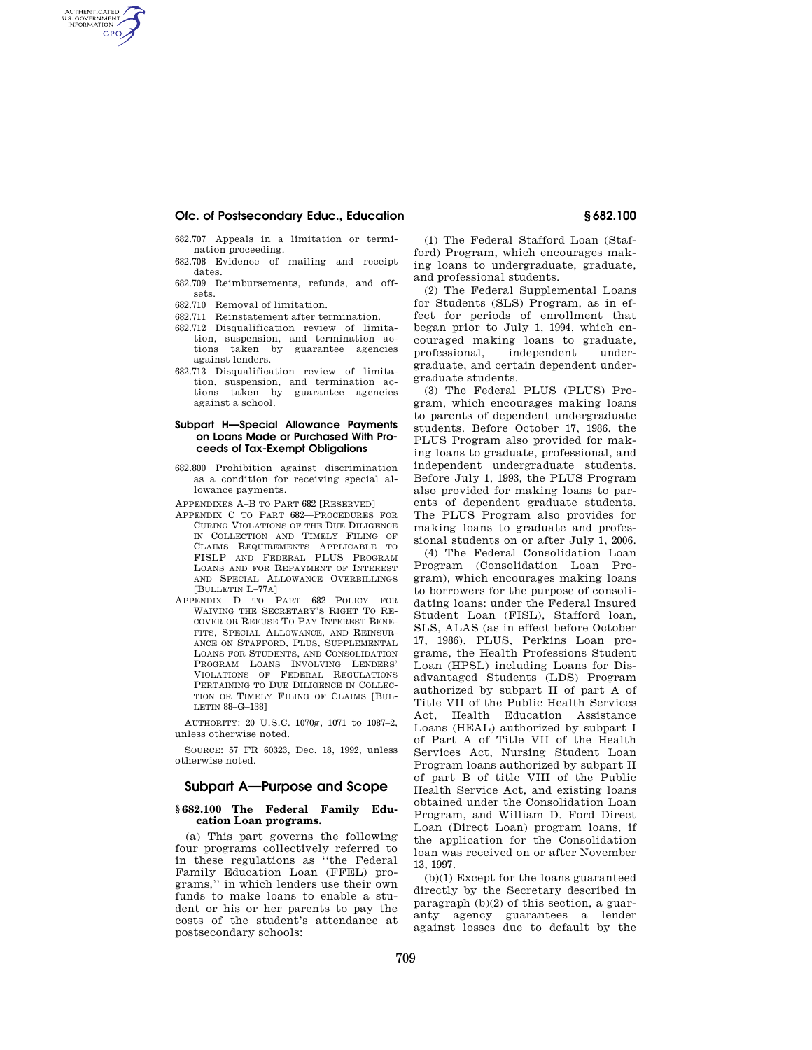682.707 Appeals in a limitation or termination proceeding.

682.708 Evidence of mailing and receipt dates.

682.709 Reimbursements, refunds, and offsets.

682.710 Removal of limitation.

682.711 Reinstatement after termination.

682.712 Disqualification review of limitation, suspension, and termination actions taken by guarantee agencies against lenders.

682.713 Disqualification review of limitation, suspension, and termination actions taken by guarantee agencies against a school.

#### Subpart H—Special Allowance Payments on Loans Made or Purchased With Proceeds of Tax-Exempt Obligations

682.800 Prohibition against discrimination as a condition for receiving special allowance payments.

APPENDIXES A–B TO PART 682 [RESERVED]

APPENDIX C TO PART 682—PROCEDURES FOR CURING VIOLATIONS OF THE DUE DILIGENCE IN COLLECTION AND TIMELY FILING OF CLAIMS REQUIREMENTS APPLICABLE TO FISLP AND FEDERAL PLUS PROGRAM LOANS AND FOR REPAYMENT OF INTEREST AND SPECIAL ALLOWANCE OVERBILLINGS [BULLETIN L–77A]

APPENDIX D TO PART 682—POLICY FOR WAIVING THE SECRETARY'S RIGHT TO RECOVER OR REFUSE TO PAY INTEREST BENEFITS, SPECIAL ALLOWANCE, AND REINSURANCE ON STAFFORD, PLUS, SUPPLEMENTAL LOANS FOR STUDENTS, AND CONSOLIDATION PROGRAM LOANS INVOLVING LENDERS' VIOLATIONS OF FEDERAL REGULATIONS PERTAINING TO DUE DILIGENCE IN COLLECTION OR TIMELY FILING OF CLAIMS [BULLETIN 88–G–138]

AUTHORITY: 20 U.S.C. 1070g, 1071 to 1087–2, unless otherwise noted.

SOURCE: 57 FR 60323, Dec. 18, 1992, unless otherwise noted.

## Subpart A—Purpose and Scope

### § 682.100 The Federal Family Education Loan programs.

(a) This part governs the following four programs collectively referred to in these regulations as ''the Federal Family Education Loan (FFEL) programs,'' in which lenders use their own funds to make loans to enable a student or his or her parents to pay the costs of the student's attendance at postsecondary schools:

(1) The Federal Stafford Loan (Stafford) Program, which encourages making loans to undergraduate, graduate, and professional students.

(2) The Federal Supplemental Loans for Students (SLS) Program, as in effect for periods of enrollment that began prior to July 1, 1994, which encouraged making loans to graduate, professional, independent undergraduate, and certain dependent undergraduate students.

(3) The Federal PLUS (PLUS) Program, which encourages making loans to parents of dependent undergraduate students. Before October 17, 1986, the PLUS Program also provided for making loans to graduate, professional, and independent undergraduate students. Before July 1, 1993, the PLUS Program also provided for making loans to parents of dependent graduate students. The PLUS Program also provides for making loans to graduate and professional students on or after July 1, 2006.

(4) The Federal Consolidation Loan Program (Consolidation Loan Program), which encourages making loans to borrowers for the purpose of consolidating loans: under the Federal Insured Student Loan (FISL), Stafford loan, SLS, ALAS (as in effect before October 17, 1986), PLUS, Perkins Loan programs, the Health Professions Student Loan (HPSL) including Loans for Disadvantaged Students (LDS) Program authorized by subpart II of part A of Title VII of the Public Health Services Act, Health Education Assistance Loans (HEAL) authorized by subpart I of Part A of Title VII of the Health Services Act, Nursing Student Loan Program loans authorized by subpart II of part B of title VIII of the Public Health Service Act, and existing loans obtained under the Consolidation Loan Program, and William D. Ford Direct Loan (Direct Loan) program loans, if the application for the Consolidation loan was received on or after November 13, 1997.

(b)(1) Except for the loans guaranteed directly by the Secretary described in paragraph (b)(2) of this section, a guaranty agency guarantees a lender against losses due to default by the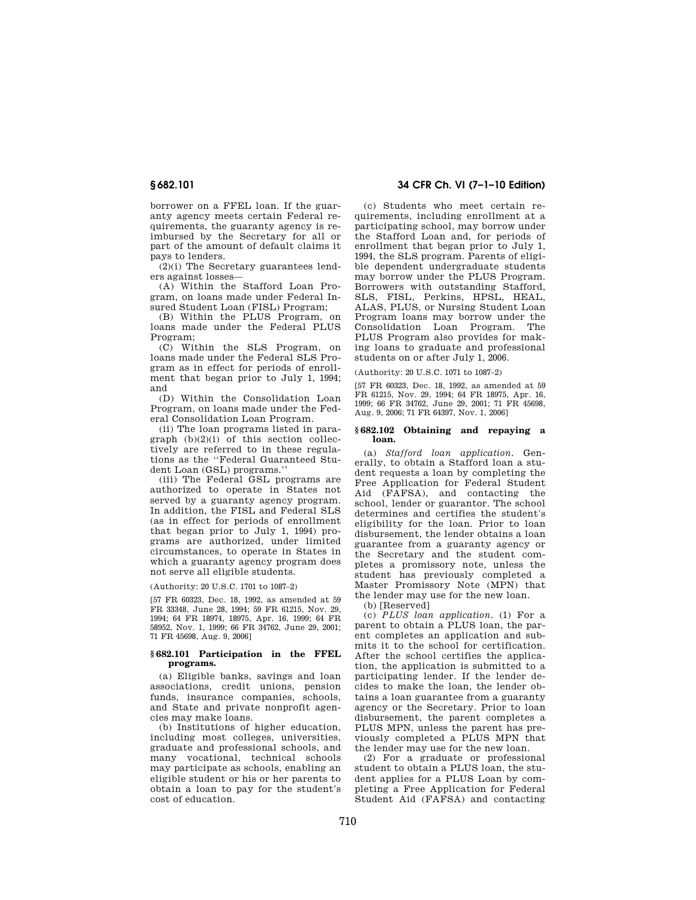borrower on a FFEL loan. If the guaranty agency meets certain Federal requirements, the guaranty agency is reimbursed by the Secretary for all or part of the amount of default claims it pays to lenders.

(2)(i) The Secretary guarantees lenders against losses—

(A) Within the Stafford Loan Program, on loans made under Federal Insured Student Loan (FISL) Program;

(B) Within the PLUS Program, on loans made under the Federal PLUS Program;

(C) Within the SLS Program, on loans made under the Federal SLS Program as in effect for periods of enrollment that began prior to July 1, 1994; and

(D) Within the Consolidation Loan Program, on loans made under the Federal Consolidation Loan Program.

(ii) The loan programs listed in paragraph (b)(2)(i) of this section collectively are referred to in these regulations as the ''Federal Guaranteed Student Loan (GSL) programs.''

(iii) The Federal GSL programs are authorized to operate in States not served by a guaranty agency program. In addition, the FISL and Federal SLS (as in effect for periods of enrollment that began prior to July 1, 1994) programs are authorized, under limited circumstances, to operate in States in which a guaranty agency program does not serve all eligible students.

(Authority: 20 U.S.C. 1701 to 1087–2)

[57 FR 60323, Dec. 18, 1992, as amended at 59 FR 33348, June 28, 1994; 59 FR 61215, Nov. 29, 1994; 64 FR 18974, 18975, Apr. 16, 1999; 64 FR 58952, Nov. 1, 1999; 66 FR 34762, June 29, 2001; 71 FR 45698, Aug. 9, 2006]

## § 682.101 Participation in the FFEL programs.

(a) Eligible banks, savings and loan associations, credit unions, pension funds, insurance companies, schools, and State and private nonprofit agencies may make loans.

(b) Institutions of higher education, including most colleges, universities, graduate and professional schools, and many vocational, technical schools may participate as schools, enabling an eligible student or his or her parents to obtain a loan to pay for the student's cost of education.

(c) Students who meet certain requirements, including enrollment at a participating school, may borrow under the Stafford Loan and, for periods of enrollment that began prior to July 1, 1994, the SLS program. Parents of eligible dependent undergraduate students may borrow under the PLUS Program. Borrowers with outstanding Stafford, SLS, FISL, Perkins, HPSL, HEAL, ALAS, PLUS, or Nursing Student Loan Program loans may borrow under the Consolidation Loan Program. The PLUS Program also provides for making loans to graduate and professional students on or after July 1, 2006.

(Authority: 20 U.S.C. 1071 to 1087–2)

[57 FR 60323, Dec. 18, 1992, as amended at 59 FR 61215, Nov. 29, 1994; 64 FR 18975, Apr. 16, 1999; 66 FR 34762, June 29, 2001; 71 FR 45698, Aug. 9, 2006; 71 FR 64397, Nov. 1, 2006]

## § 682.102 Obtaining and repaying a loan.

(a) *Stafford loan application.* Generally, to obtain a Stafford loan a student requests a loan by completing the Free Application for Federal Student Aid (FAFSA), and contacting the school, lender or guarantor. The school determines and certifies the student's eligibility for the loan. Prior to loan disbursement, the lender obtains a loan guarantee from a guaranty agency or the Secretary and the student completes a promissory note, unless the student has previously completed a Master Promissory Note (MPN) that the lender may use for the new loan.

(b) [Reserved]

(c) *PLUS loan application.* (1) For a parent to obtain a PLUS loan, the parent completes an application and submits it to the school for certification. After the school certifies the application, the application is submitted to a participating lender. If the lender decides to make the loan, the lender obtains a loan guarantee from a guaranty agency or the Secretary. Prior to loan disbursement, the parent completes a PLUS MPN, unless the parent has previously completed a PLUS MPN that the lender may use for the new loan.

(2) For a graduate or professional student to obtain a PLUS loan, the student applies for a PLUS Loan by completing a Free Application for Federal Student Aid (FAFSA) and contacting